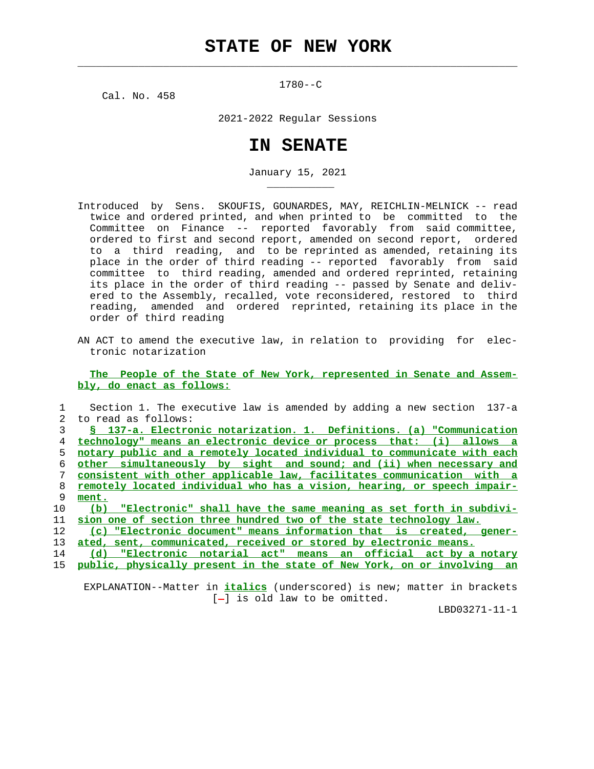# STATE OF NEW YORK

1780--C

Cal. No. 458

2021-2022 Regular Sessions

# IN SENATE

January 15, 2021

Introduced by Sens. SKOUFIS, GOUNARDES, MAY, REICHLIN-MELNICK -- read twice and ordered printed, and when printed to be committed to the Committee on Finance -- reported favorably from said committee, ordered to first and second report, amended on second report, ordered to a third reading, and to be reprinted as amended, retaining its place in the order of third reading -- reported favorably from said committee to third reading, amended and ordered reprinted, retaining its place in the order of third reading -- passed by Senate and delivered to the Assembly, recalled, vote reconsidered, restored to third reading, amended and ordered reprinted, retaining its place in the order of third reading

AN ACT to amend the executive law, in relation to providing for electronic notarization

**The People of the State of New York, represented in Senate and Assembly, do enact as follows:**

1 Section 1. The executive law is amended by adding a new section 137-a
2 to read as follows:
3 § 137-a. Electronic notarization. 1. Definitions. (a) "Communication
4 technology" means an electronic device or process that: (i) allows a
5 notary public and a remotely located individual to communicate with each
6 other simultaneously by sight and sound; and (ii) when necessary and
7 consistent with other applicable law, facilitates communication with a
8 remotely located individual who has a vision, hearing, or speech impair-
9 ment.
10 (b) "Electronic" shall have the same meaning as set forth in subdivi-
11 sion one of section three hundred two of the state technology law.
12 (c) "Electronic document" means information that is created, gener-
13 ated, sent, communicated, received or stored by electronic means.
14 (d) "Electronic notarial act" means an official act by a notary
15 public, physically present in the state of New York, on or involving an

EXPLANATION--Matter in *italics* (underscored) is new; matter in brackets [-] is old law to be omitted.

LBD03271-11-1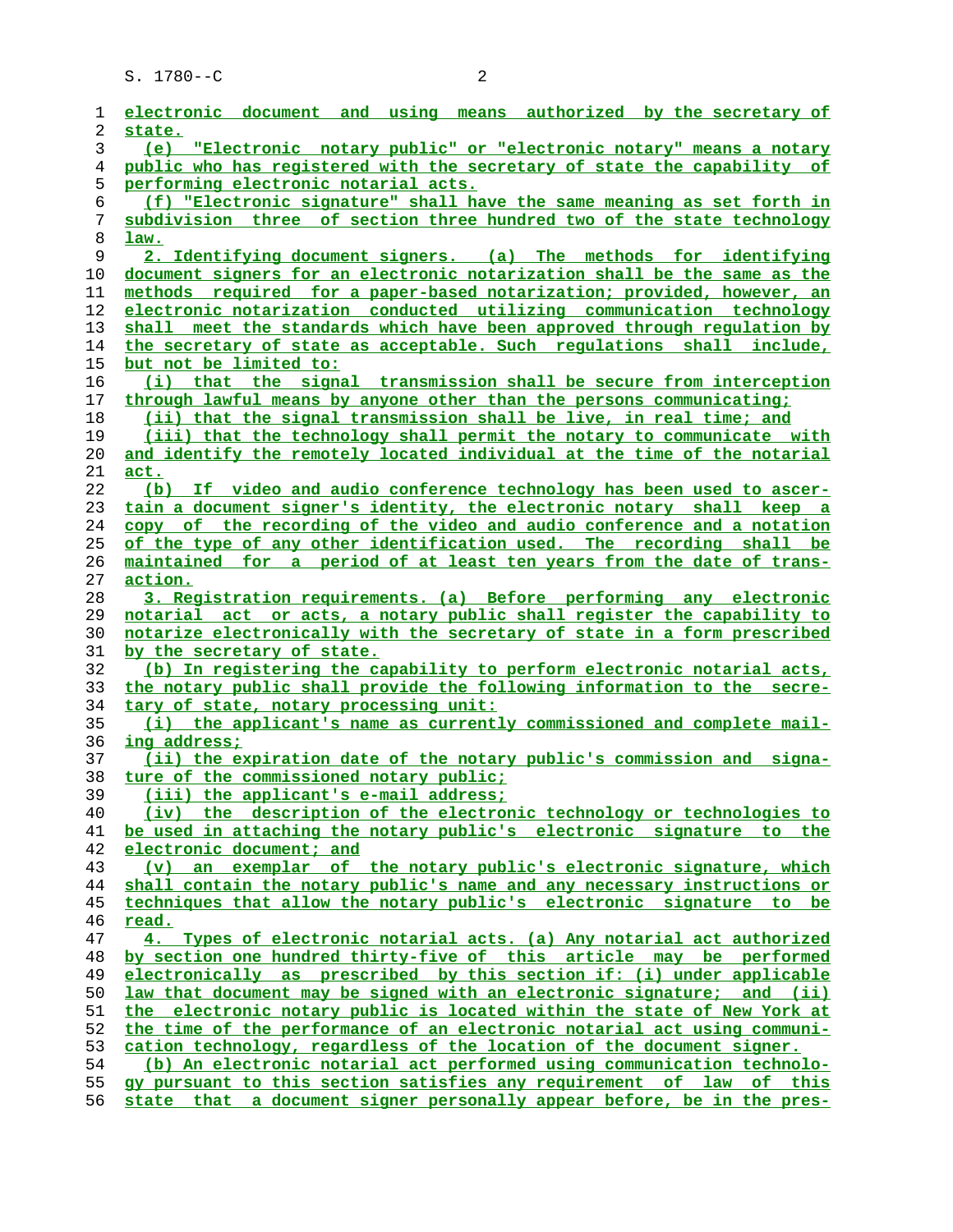electronic document and using means authorized by the secretary of state.

(e) "Electronic notary public" or "electronic notary" means a notary public who has registered with the secretary of state the capability of performing electronic notarial acts.

(f) "Electronic signature" shall have the same meaning as set forth in subdivision three of section three hundred two of the state technology law.

2. Identifying document signers. (a) The methods for identifying document signers for an electronic notarization shall be the same as the methods required for a paper-based notarization; provided, however, an electronic notarization conducted utilizing communication technology shall meet the standards which have been approved through regulation by the secretary of state as acceptable. Such regulations shall include, but not be limited to:

(i) that the signal transmission shall be secure from interception through lawful means by anyone other than the persons communicating;

(ii) that the signal transmission shall be live, in real time; and

(iii) that the technology shall permit the notary to communicate with and identify the remotely located individual at the time of the notarial act.

(b) If video and audio conference technology has been used to ascertain a document signer's identity, the electronic notary shall keep a copy of the recording of the video and audio conference and a notation of the type of any other identification used. The recording shall be maintained for a period of at least ten years from the date of transaction.

3. Registration requirements. (a) Before performing any electronic notarial act or acts, a notary public shall register the capability to notarize electronically with the secretary of state in a form prescribed by the secretary of state.

(b) In registering the capability to perform electronic notarial acts, the notary public shall provide the following information to the secretary of state, notary processing unit:

(i) the applicant's name as currently commissioned and complete mailing address;

(ii) the expiration date of the notary public's commission and signature of the commissioned notary public;

(iii) the applicant's e-mail address;

(iv) the description of the electronic technology or technologies to be used in attaching the notary public's electronic signature to the electronic document; and

(v) an exemplar of the notary public's electronic signature, which shall contain the notary public's name and any necessary instructions or techniques that allow the notary public's electronic signature to be read.

4. Types of electronic notarial acts. (a) Any notarial act authorized by section one hundred thirty-five of this article may be performed electronically as prescribed by this section if: (i) under applicable law that document may be signed with an electronic signature; and (ii) the electronic notary public is located within the state of New York at the time of the performance of an electronic notarial act using communication technology, regardless of the location of the document signer.

(b) An electronic notarial act performed using communication technology pursuant to this section satisfies any requirement of law of this state that a document signer personally appear before, be in the pres-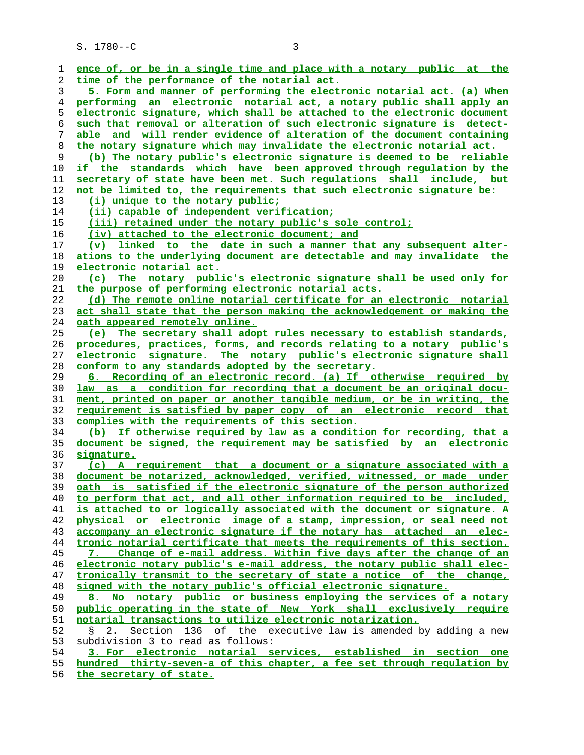ence of, or be in a single time and place with a notary public at the time of the performance of the notarial act.

5. Form and manner of performing the electronic notarial act. (a) When performing an electronic notarial act, a notary public shall apply an electronic signature, which shall be attached to the electronic document such that removal or alteration of such electronic signature is detectable and will render evidence of alteration of the document containing the notary signature which may invalidate the electronic notarial act.

(b) The notary public's electronic signature is deemed to be reliable if the standards which have been approved through regulation by the secretary of state have been met. Such regulations shall include, but not be limited to, the requirements that such electronic signature be:

(i) unique to the notary public;

(ii) capable of independent verification;

(iii) retained under the notary public's sole control;

(iv) attached to the electronic document; and

(v) linked to the date in such a manner that any subsequent alterations to the underlying document are detectable and may invalidate the electronic notarial act.

(c) The notary public's electronic signature shall be used only for the purpose of performing electronic notarial acts.

(d) The remote online notarial certificate for an electronic notarial act shall state that the person making the acknowledgement or making the oath appeared remotely online.

(e) The secretary shall adopt rules necessary to establish standards, procedures, practices, forms, and records relating to a notary public's electronic signature. The notary public's electronic signature shall conform to any standards adopted by the secretary.

6. Recording of an electronic record. (a) If otherwise required by law as a condition for recording that a document be an original document, printed on paper or another tangible medium, or be in writing, the requirement is satisfied by paper copy of an electronic record that complies with the requirements of this section.

(b) If otherwise required by law as a condition for recording, that a document be signed, the requirement may be satisfied by an electronic signature.

(c) A requirement that a document or a signature associated with a document be notarized, acknowledged, verified, witnessed, or made under oath is satisfied if the electronic signature of the person authorized to perform that act, and all other information required to be included, is attached to or logically associated with the document or signature. A physical or electronic image of a stamp, impression, or seal need not accompany an electronic signature if the notary has attached an electronic notarial certificate that meets the requirements of this section.

7. Change of e-mail address. Within five days after the change of an electronic notary public's e-mail address, the notary public shall electronically transmit to the secretary of state a notice of the change, signed with the notary public's official electronic signature.

8. No notary public or business employing the services of a notary public operating in the state of New York shall exclusively require notarial transactions to utilize electronic notarization.

§ 2. Section 136 of the executive law is amended by adding a new subdivision 3 to read as follows:

3. For electronic notarial services, established in section one hundred thirty-seven-a of this chapter, a fee set through regulation by the secretary of state.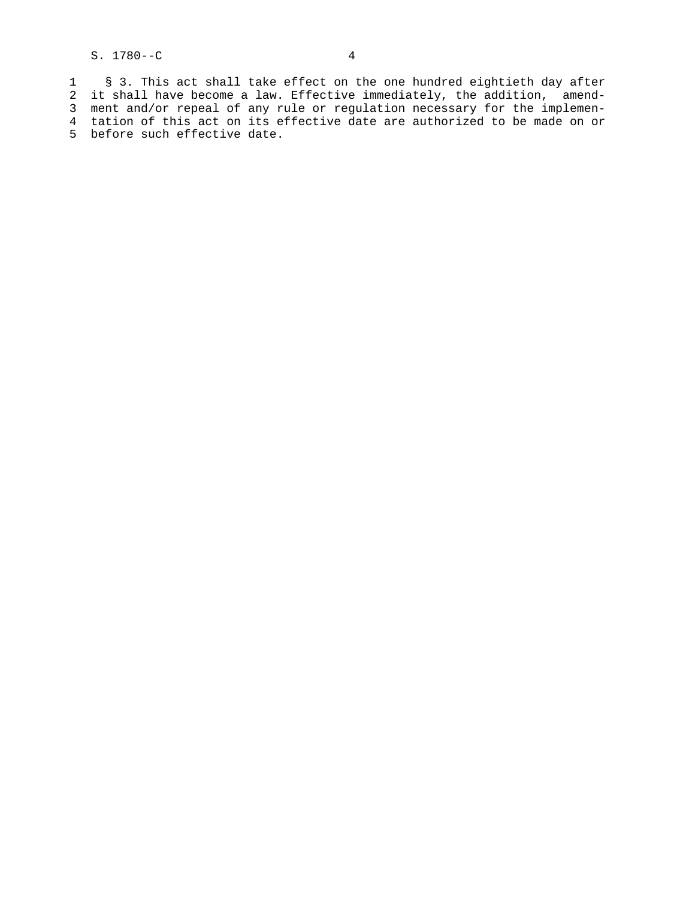§ 3. This act shall take effect on the one hundred eightieth day after it shall have become a law. Effective immediately, the addition, amendment and/or repeal of any rule or regulation necessary for the implementation of this act on its effective date are authorized to be made on or before such effective date.